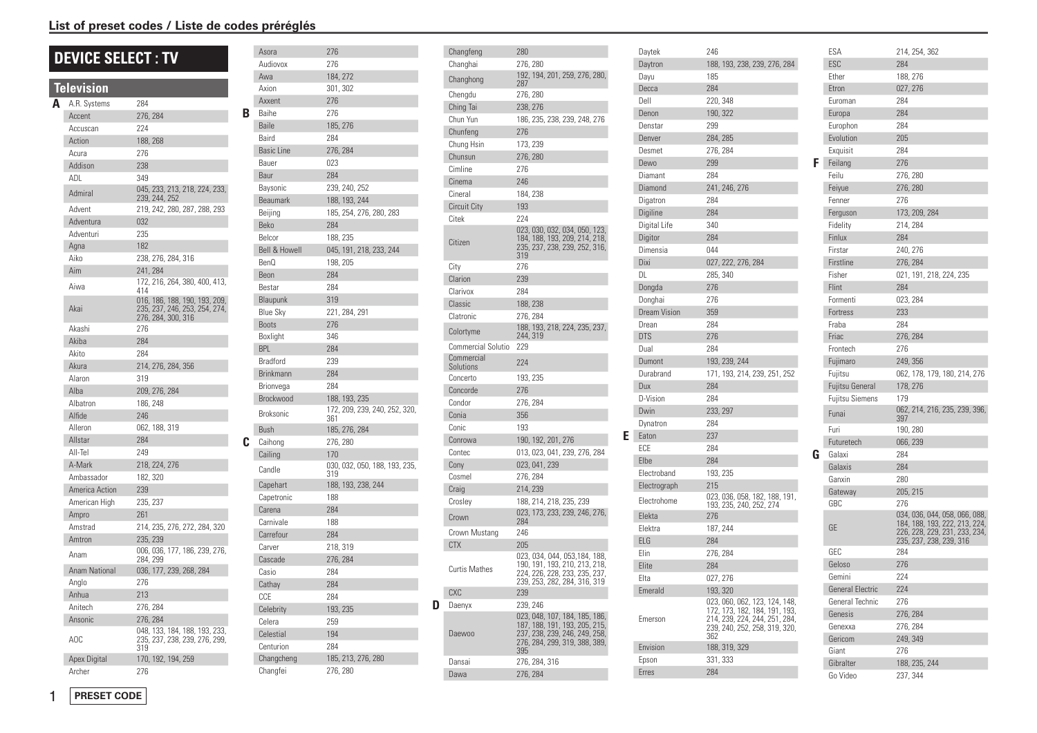## List of preset codes / Liste de codes préréglés

# DEVICE SELECT : TV

### Television

| | Brand | Code |
|---|---|---|
| A | A.R. Systems | 284 |
| | Accent | 276, 284 |
| | Accuscan | 224 |
| | Action | 188, 268 |
| | Acura | 276 |
| | Addison | 238 |
| | ADL | 349 |
| | Admiral | 045, 233, 213, 218, 224, 233, 239, 244, 252 |
| | Advent | 219, 242, 280, 287, 288, 293 |
| | Adventura | 032 |
| | Adventuri | 235 |
| | Agna | 182 |
| | Aiko | 238, 276, 284, 316 |
| | Aim | 241, 284 |
| | Aiwa | 172, 216, 264, 380, 400, 413, 414 |
| | Akai | 016, 186, 188, 190, 193, 209, 235, 237, 246, 253, 254, 274, 276, 284, 300, 316 |
| | Akashi | 276 |
| | Akiba | 284 |
| | Akito | 284 |
| | Akura | 214, 276, 284, 356 |
| | Alaron | 319 |
| | Alba | 209, 276, 284 |
| | Albatron | 186, 248 |
| | Alfide | 246 |
| | Alleron | 062, 188, 319 |
| | Allstar | 284 |
| | All-Tel | 249 |
| | A-Mark | 218, 224, 276 |
| | Ambassador | 182, 320 |
| | America Action | 239 |
| | American High | 235, 237 |
| | Ampro | 261 |
| | Amstrad | 214, 235, 276, 272, 284, 320 |
| | Amtron | 235, 239 |
| | Anam | 006, 036, 177, 186, 239, 276, 284, 299 |
| | Anam National | 036, 177, 239, 268, 284 |
| | Anglo | 276 |
| | Anhua | 213 |
| | Anitech | 276, 284 |
| | Ansonic | 276, 284 |
| | AOC | 048, 133, 184, 188, 193, 233, 235, 237, 238, 239, 276, 299, 319 |
| | Apex Digital | 170, 192, 194, 259 |
| | Archer | 276 |
| | Asora | 276 |
| | Audiovox | 276 |
| | Awa | 184, 272 |
| | Axion | 301, 302 |
| | Axxent | 276 |
| B | Baihe | 276 |
| | Baile | 185, 276 |
| | Baird | 284 |
| | Basic Line | 276, 284 |
| | Bauer | 023 |
| | Baur | 284 |
| | Baysonic | 239, 240, 252 |
| | Beaumark | 188, 193, 244 |
| | Beijing | 185, 254, 276, 280, 283 |
| | Beko | 284 |
| | Belcor | 188, 235 |
| | Bell & Howell | 045, 191, 218, 233, 244 |
| | BenQ | 198, 205 |
| | Beon | 284 |
| | Bestar | 284 |
| | Blaupunk | 319 |
| | Blue Sky | 221, 284, 291 |
| | Boots | 276 |
| | Boxlight | 346 |
| | BPL | 284 |
| | Bradford | 239 |
| | Brinkmann | 284 |
| | Brionvega | 284 |
| | Brockwood | 188, 193, 235 |
| | Broksonic | 172, 209, 239, 240, 252, 320, 361 |
| | Bush | 185, 276, 284 |
| C | Caihong | 276, 280 |
| | Cailing | 170 |
| | Candle | 030, 032, 050, 188, 193, 235, 319 |
| | Capehart | 188, 193, 238, 244 |
| | Capetronic | 188 |
| | Carena | 284 |
| | Carnivale | 188 |
| | Carrefour | 284 |
| | Carver | 218, 319 |
| | Cascade | 276, 284 |
| | Casio | 284 |
| | Cathay | 284 |
| | CCE | 284 |
| | Celebrity | 193, 235 |
| | Celera | 259 |
| | Celestial | 194 |
| | Centurion | 284 |
| | Changcheng | 185, 213, 276, 280 |
| | Changfei | 276, 280 |
| | Changfeng | 280 |
| | Changhai | 276, 280 |
| | Changhong | 192, 194, 201, 259, 276, 280, 287 |
| | Chengdu | 276, 280 |
| | Ching Tai | 238, 276 |
| | Chun Yun | 186, 235, 238, 239, 248, 276 |
| | Chunfeng | 276 |
| | Chung Hsin | 173, 239 |
| | Chunsun | 276, 280 |
| | Cimline | 276 |
| | Cinema | 246 |
| | Cineral | 184, 238 |
| | Circuit City | 193 |
| | Citek | 224 |
| | Citizen | 023, 030, 032, 034, 050, 123, 184, 188, 193, 209, 214, 218, 235, 237, 238, 239, 252, 316, 319 |
| | City | 276 |
| | Clarion | 239 |
| | Clarivox | 284 |
| | Classic | 188, 238 |
| | Clatronic | 276, 284 |
| | Colortyme | 188, 193, 218, 224, 235, 237, 244, 319 |
| | Commercial Solutio | 229 |
| | Commercial Solutions | 224 |
| | Concerto | 193, 235 |
| | Concorde | 276 |
| | Condor | 276, 284 |
| | Conia | 356 |
| | Conic | 193 |
| | Conrowa | 190, 192, 201, 276 |
| | Contec | 013, 023, 041, 239, 276, 284 |
| | Cony | 023, 041, 239 |
| | Cosmel | 276, 284 |
| | Craig | 214, 239 |
| | Crosley | 188, 214, 218, 235, 239 |
| | Crown | 023, 173, 233, 239, 246, 276, 284 |
| | Crown Mustang | 246 |
| | CTX | 205 |
| | Curtis Mathes | 023, 034, 044, 053,184, 188, 190, 191, 193, 210, 213, 218, 224, 226, 228, 233, 235, 237, 239, 253, 282, 284, 316, 319 |
| | CXC | 239 |
| D | Daenyx | 239, 246 |
| | Daewoo | 023, 048, 107, 184, 185, 186, 187, 188, 191, 193, 205, 215, 237, 238, 239, 246, 249, 258, 276, 284, 299, 319, 388, 389, 395 |
| | Dansai | 276, 284, 316 |
| | Dawa | 276, 284 |
| | Daytek | 246 |
| | Daytron | 188, 193, 238, 239, 276, 284 |
| | Dayu | 185 |
| | Decca | 284 |
| | Dell | 220, 348 |
| | Denon | 190, 322 |
| | Denstar | 299 |
| | Denver | 284, 285 |
| | Desmet | 276, 284 |
| | Dewo | 299 |
| | Diamant | 284 |
| | Diamond | 241, 246, 276 |
| | Digatron | 284 |
| | Digiline | 284 |
| | Digital Life | 340 |
| | Digitor | 284 |
| | Dimensia | 044 |
| | Dixi | 027, 222, 276, 284 |
| | DL | 285, 340 |
| | Dongda | 276 |
| | Donghai | 276 |
| | Dream Vision | 359 |
| | Drean | 284 |
| | DTS | 276 |
| | Dual | 284 |
| | Dumont | 193, 239, 244 |
| | Durabrand | 171, 193, 214, 239, 251, 252 |
| | Dux | 284 |
| | D-Vision | 284 |
| | Dwin | 233, 297 |
| | Dynatron | 284 |
| E | Eaton | 237 |
| | ECE | 284 |
| | Elbe | 284 |
| | Electroband | 193, 235 |
| | Electrograph | 215 |
| | Electrohome | 023, 036, 058, 182, 188, 191, 193, 235, 240, 252, 274 |
| | Elekta | 276 |
| | Elektra | 187, 244 |
| | ELG | 284 |
| | Elin | 276, 284 |
| | Elite | 284 |
| | Elta | 027, 276 |
| | Emerald | 193, 320 |
| | Emerson | 023, 060, 062, 123, 124, 148, 172, 173, 182, 184, 191, 193, 214, 239, 224, 244, 251, 284, 239, 240, 252, 258, 319, 320, 362 |
| | Envision | 188, 319, 329 |
| | Epson | 331, 333 |
| | Erres | 284 |
| | ESA | 214, 254, 362 |
| | ESC | 284 |
| | Ether | 188, 276 |
| | Etron | 027, 276 |
| | Euroman | 284 |
| | Europa | 284 |
| | Europhon | 284 |
| | Evolution | 205 |
| | Exquisit | 284 |
| F | Feilang | 276 |
| | Feilu | 276, 280 |
| | Feiyue | 276, 280 |
| | Fenner | 276 |
| | Ferguson | 173, 209, 284 |
| | Fidelity | 214, 284 |
| | Finlux | 284 |
| | Firstar | 240, 276 |
| | Firstline | 276, 284 |
| | Fisher | 021, 191, 218, 224, 235 |
| | Flint | 284 |
| | Formenti | 023, 284 |
| | Fortress | 233 |
| | Fraba | 284 |
| | Friac | 276, 284 |
| | Frontech | 276 |
| | Fujimaro | 249, 356 |
| | Fujitsu | 062, 178, 179, 180, 214, 276 |
| | Fujitsu General | 178, 276 |
| | Fujitsu Siemens | 179 |
| | Funai | 062, 214, 216, 235, 239, 396, 397 |
| | Furi | 190, 280 |
| | Futuretech | 066, 239 |
| G | Galaxi | 284 |
| | Galaxis | 284 |
| | Ganxin | 280 |
| | Gateway | 205, 215 |
| | GBC | 276 |
| | GE | 034, 036, 044, 058, 066, 088, 184, 188, 193, 222, 213, 224, 226, 228, 229, 231, 233, 234, 235, 237, 238, 239, 316 |
| | GEC | 284 |
| | Geloso | 276 |
| | Gemini | 224 |
| | General Electric | 224 |
| | General Technic | 276 |
| | Genesis | 276, 284 |
| | Genexxa | 276, 284 |
| | Gericom | 249, 349 |
| | Giant | 276 |
| | Gibralter | 188, 235, 244 |
| | Go Video | 237, 344 |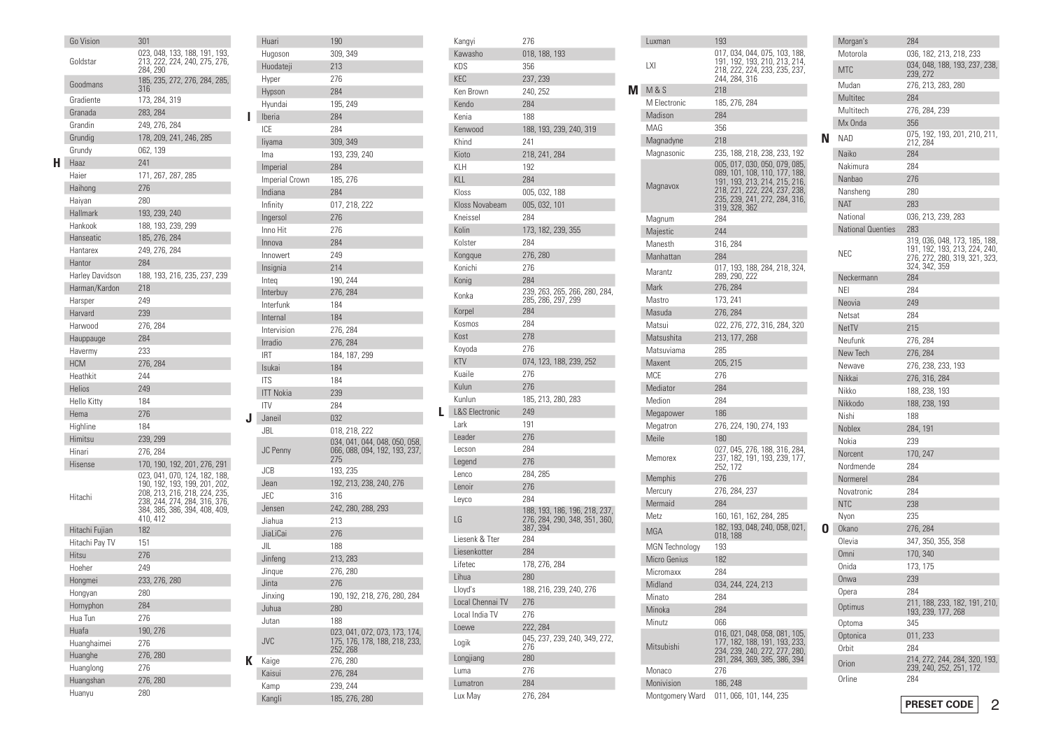| Brand | Code |
|---|---|
| Go Vision | 301 |
| Goldstar | 023, 048, 133, 188, 191, 193, 213, 222, 224, 240, 275, 276, 284, 290 |
| Goodmans | 185, 235, 272, 276, 284, 285, 316 |
| Gradiente | 173, 284, 319 |
| Granada | 283, 284 |
| Grandin | 249, 276, 284 |
| Grundig | 178, 209, 241, 246, 285 |
| Grundy | 062, 139 |
| **H** | |
| Haaz | 241 |
| Haier | 171, 267, 287, 285 |
| Haihong | 276 |
| Haiyan | 280 |
| Hallmark | 193, 239, 240 |
| Hankook | 188, 193, 239, 299 |
| Hanseatic | 185, 276, 284 |
| Hantarex | 249, 276, 284 |
| Hantor | 284 |
| Harley Davidson | 188, 193, 216, 235, 237, 239 |
| Harman/Kardon | 218 |
| Harsper | 249 |
| Harvard | 239 |
| Harwood | 276, 284 |
| Hauppauge | 284 |
| Havermy | 233 |
| HCM | 276, 284 |
| Heathkit | 244 |
| Helios | 249 |
| Hello Kitty | 184 |
| Hema | 276 |
| Highline | 184 |
| Himitsu | 239, 299 |
| Hinari | 276, 284 |
| Hisense | 170, 190, 192, 201, 276, 291 |
| Hitachi | 023, 041, 070, 124, 182, 188, 190, 192, 193, 199, 201, 202, 208, 213, 216, 218, 224, 235, 238, 244, 274, 284, 316, 376, 384, 385, 386, 394, 408, 409, 410, 412 |
| Hitachi Fujian | 182 |
| Hitachi Pay TV | 151 |
| Hitsu | 276 |
| Hoeher | 249 |
| Hongmei | 233, 276, 280 |
| Hongyan | 280 |
| Hornyphon | 284 |
| Hua Tun | 276 |
| Huafa | 190, 276 |
| Huanghaimei | 276 |
| Huanghe | 276, 280 |
| Huanglong | 276 |
| Huangshan | 276, 280 |
| Huanyu | 280 |
| Huari | 190 |
| Hugoson | 309, 349 |
| Huodateji | 213 |
| Hyper | 276 |
| Hypson | 284 |
| Hyundai | 195, 249 |
| **I** | |
| Iberia | 284 |
| ICE | 284 |
| Iiyama | 309, 349 |
| Ima | 193, 239, 240 |
| Imperial | 284 |
| Imperial Crown | 185, 276 |
| Indiana | 284 |
| Infinity | 017, 218, 222 |
| Ingersol | 276 |
| Inno Hit | 276 |
| Innova | 284 |
| Innowert | 249 |
| Insignia | 214 |
| Inteq | 190, 244 |
| Interbuy | 276, 284 |
| Interfunk | 184 |
| Internal | 184 |
| Intervision | 276, 284 |
| Irradio | 276, 284 |
| IRT | 184, 187, 299 |
| Isukai | 184 |
| ITS | 184 |
| ITT Nokia | 239 |
| ITV | 284 |
| **J** | |
| Janeil | 032 |
| JBL | 018, 218, 222 |
| JC Penny | 034, 041, 044, 048, 050, 058, 066, 088, 094, 192, 193, 237, 275 |
| JCB | 193, 235 |
| Jean | 192, 213, 238, 240, 276 |
| JEC | 316 |
| Jensen | 242, 280, 288, 293 |
| Jiahua | 213 |
| JiaLiCai | 276 |
| JIL | 188 |
| Jinfeng | 213, 283 |
| Jinque | 276, 280 |
| Jinta | 276 |
| Jinxing | 190, 192, 218, 276, 280, 284 |
| Juhua | 280 |
| Jutan | 188 |
| JVC | 023, 041, 072, 073, 173, 174, 175, 176, 178, 188, 218, 233, 252, 268 |
| **K** | |
| Kaige | 276, 280 |
| Kaisui | 276, 284 |
| Kamp | 239, 244 |
| Kangli | 185, 276, 280 |
| Kangyi | 276 |
| Kawasho | 018, 188, 193 |
| KDS | 356 |
| KEC | 237, 239 |
| Ken Brown | 240, 252 |
| Kendo | 284 |
| Kenia | 188 |
| Kenwood | 188, 193, 239, 240, 319 |
| Khind | 241 |
| Kioto | 218, 241, 284 |
| KLH | 192 |
| KLL | 284 |
| Kloss | 005, 032, 188 |
| Kloss Novabeam | 005, 032, 101 |
| Kneissel | 284 |
| Kolin | 173, 182, 239, 355 |
| Kolster | 284 |
| Kongque | 276, 280 |
| Konichi | 276 |
| Konig | 284 |
| Konka | 239, 263, 265, 266, 280, 284, 285, 286, 297, 299 |
| Korpel | 284 |
| Kosmos | 284 |
| Kost | 278 |
| Koyoda | 276 |
| KTV | 074, 123, 188, 239, 252 |
| Kuaile | 276 |
| Kulun | 276 |
| Kunlun | 185, 213, 280, 283 |
| **L** | |
| L&S Electronic | 249 |
| Lark | 191 |
| Leader | 276 |
| Lecson | 284 |
| Legend | 276 |
| Lenco | 284, 285 |
| Lenoir | 276 |
| Leyco | 284 |
| LG | 188, 193, 186, 196, 218, 237, 276, 284, 290, 348, 351, 360, 387, 394 |
| Liesenk & Tter | 284 |
| Liesenkotter | 284 |
| Lifetec | 178, 276, 284 |
| Lihua | 280 |
| Lloyd's | 188, 216, 239, 240, 276 |
| Local Chennai TV | 276 |
| Local India TV | 276 |
| Loewe | 222, 284 |
| Logik | 045, 237, 239, 240, 349, 272, 276 |
| Longjiang | 280 |
| Luma | 276 |
| Lumatron | 284 |
| Lux May | 276, 284 |
| Luxman | 193 |
| LXI | 017, 034, 044, 075, 103, 188, 191, 192, 193, 210, 213, 214, 218, 222, 224, 233, 235, 237, 244, 284, 316 |
| **M** | |
| M & S | 218 |
| M Electronic | 185, 276, 284 |
| Madison | 284 |
| MAG | 356 |
| Magnadyne | 218 |
| Magnasonic | 235, 188, 218, 238, 233, 192 |
| Magnavox | 005, 017, 030, 050, 079, 085, 089, 101, 108, 110, 177, 188, 191, 193, 213, 214, 215, 216, 218, 221, 222, 224, 237, 238, 235, 239, 241, 272, 284, 316, 319, 328, 362 |
| Magnum | 284 |
| Majestic | 244 |
| Manesth | 316, 284 |
| Manhattan | 284 |
| Marantz | 017, 193, 188, 284, 218, 324, 289, 290, 222 |
| Mark | 276, 284 |
| Mastro | 173, 241 |
| Masuda | 276, 284 |
| Matsui | 022, 276, 272, 316, 284, 320 |
| Matsushita | 213, 177, 268 |
| Matsuviama | 285 |
| Maxent | 205, 215 |
| MCE | 276 |
| Mediator | 284 |
| Medion | 284 |
| Megapower | 186 |
| Megatron | 276, 224, 190, 274, 193 |
| Meile | 180 |
| Memorex | 027, 045, 276, 188, 316, 284, 237, 182, 191, 193, 239, 177, 252, 172 |
| Memphis | 276 |
| Mercury | 276, 284, 237 |
| Mermaid | 284 |
| Metz | 160, 161, 162, 284, 285 |
| MGA | 182, 193, 048, 240, 058, 021, 018, 188 |
| MGN Technology | 193 |
| Micro Genius | 182 |
| Micromaxx | 284 |
| Midland | 034, 244, 224, 213 |
| Minato | 284 |
| Minoka | 284 |
| Minutz | 066 |
| Mitsubishi | 016, 021, 048, 058, 081, 105, 177, 182, 188, 191, 193, 233, 234, 239, 240, 272, 277, 280, 281, 284, 369, 385, 386, 394 |
| Monaco | 276 |
| Monivision | 186, 248 |
| Montgomery Ward | 011, 066, 101, 144, 235 |
| Morgan's | 284 |
| Motorola | 036, 182, 213, 218, 233 |
| MTC | 034, 048, 188, 193, 237, 238, 239, 272 |
| Mudan | 276, 213, 283, 280 |
| Multitec | 284 |
| Multitech | 276, 284, 239 |
| Mx Onda | 356 |
| **N** | |
| NAD | 075, 192, 193, 201, 210, 211, 212, 284 |
| Naiko | 284 |
| Nakimura | 284 |
| Nanbao | 276 |
| Nansheng | 280 |
| NAT | 283 |
| National | 036, 213, 239, 283 |
| National Quenties | 283 |
| NEC | 319, 036, 048, 173, 185, 188, 191, 192, 193, 213, 224, 240, 276, 272, 280, 319, 321, 323, 324, 342, 359 |
| Neckermann | 284 |
| NEI | 284 |
| Neovia | 249 |
| Netsat | 284 |
| NetTV | 215 |
| Neufunk | 276, 284 |
| New Tech | 276, 284 |
| Newave | 276, 238, 233, 193 |
| Nikkai | 276, 316, 284 |
| Nikko | 188, 238, 193 |
| Nikkodo | 188, 238, 193 |
| Nishi | 188 |
| Noblex | 284, 191 |
| Nokia | 239 |
| Norcent | 170, 247 |
| Nordmende | 284 |
| Normerel | 284 |
| Novatronic | 284 |
| NTC | 238 |
| Nyon | 235 |
| **O** | |
| Okano | 276, 284 |
| Olevia | 347, 350, 355, 358 |
| Omni | 170, 340 |
| Onida | 173, 175 |
| Onwa | 239 |
| Opera | 284 |
| Optimus | 211, 188, 233, 182, 191, 210, 193, 239, 177, 268 |
| Optoma | 345 |
| Optonica | 011, 233 |
| Orbit | 284 |
| Orion | 214, 272, 244, 284, 320, 193, 239, 240, 252, 251, 172 |
| Orline | 284 |

**PRESET CODE**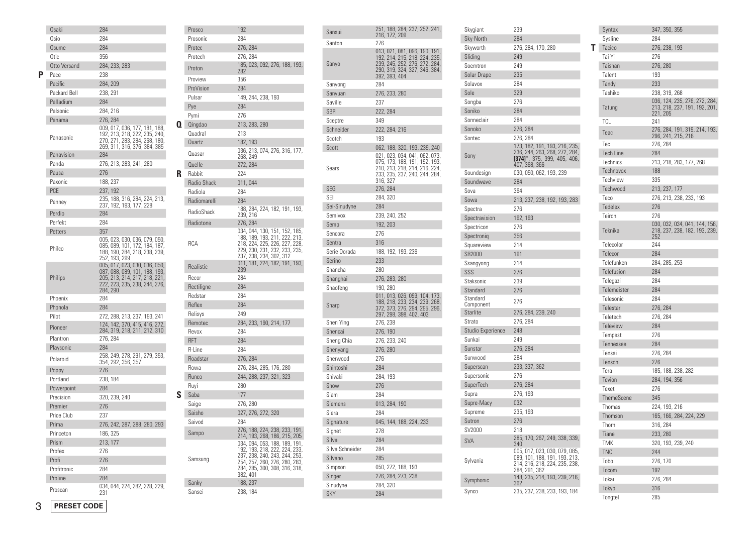| Brand | Code |
|---|---|
| Osaki | 284 |
| Osio | 284 |
| Osume | 284 |
| Otic | 356 |
| Otto Versand | 284, 233, 283 |

**P**

| Brand | Code |
|---|---|
| Pace | 238 |
| Pacific | 284, 209 |
| Packard Bell | 238, 291 |
| Palladium | 284 |
| Palsonic | 284, 216 |
| Panama | 276, 284 |
| Panasonic | 009, 017, 036, 177, 181, 188, 192, 213, 218, 222, 235, 240, 270, 271, 283, 284, 268, 180, 269, 311, 316, 376, 384, 385 |
| Panavision | 284 |
| Panda | 276, 213, 283, 241, 280 |
| Pausa | 276 |
| Paxonic | 188, 237 |
| PCE | 237, 192 |
| Penney | 235, 188, 316, 284, 224, 213, 237, 192, 193, 177, 228 |
| Perdio | 284 |
| Perfekt | 284 |
| Petters | 357 |
| Philco | 005, 023, 030, 036, 079, 050, 085, 089, 101, 172, 184, 187, 188, 190, 284, 218, 238, 239, 252, 193, 299 |
| Philips | 005, 017, 023, 030, 036, 050, 087, 088, 089, 101, 188, 193, 205, 213, 214, 217, 218, 221, 222, 223, 235, 238, 244, 276, 284, 290 |
| Phoenix | 284 |
| Phonola | 284 |
| Pilot | 272, 288, 213, 237, 193, 241 |
| Pioneer | 124, 142, 370, 415, 416, 272, 284, 319, 218, 211, 212, 310 |
| Plantron | 276, 284 |
| Playsonic | 284 |
| Polaroid | 258, 249, 278, 291, 279, 353, 354, 292, 356, 357 |
| Poppy | 276 |
| Portland | 238, 184 |
| Powerpoint | 284 |
| Precision | 320, 239, 240 |
| Premier | 276 |
| Price Club | 237 |
| Prima | 276, 242, 287, 288, 280, 293 |
| Princeton | 186, 325 |
| Prism | 213, 177 |
| Profex | 276 |
| Profi | 276 |
| Profitronic | 284 |
| Proline | 284 |
| Proscan | 034, 044, 224, 282, 228, 229, 231 |
| Prosco | 192 |
| Prosonic | 284 |
| Protec | 276, 284 |
| Protech | 276, 284 |
| Proton | 185, 023, 092, 276, 188, 193, 282 |
| Proview | 356 |
| ProVision | 284 |
| Pulsar | 149, 244, 238, 193 |
| Pye | 284 |
| Pymi | 276 |

**Q**

| Brand | Code |
|---|---|
| Qingdao | 213, 283, 280 |
| Quadral | 213 |
| Quartz | 182, 193 |
| Quasar | 036, 213, 074, 276, 316, 177, 268, 249 |
| Quelle | 272, 284 |

**R**

| Brand | Code |
|---|---|
| Rabbit | 224 |
| Radio Shack | 011, 044 |
| Radiola | 284 |
| Radiomarelli | 284 |
| RadioShack | 188, 284, 224, 182, 191, 193, 239, 216 |
| Radiotone | 276, 284 |
| RCA | 034, 044, 130, 151, 152, 185, 188, 189, 193, 211, 222, 213, 218, 224, 225, 226, 227, 228, 229, 230, 231, 232, 233, 235, 237, 238, 234, 302, 312 |
| Realistic | 011, 181, 224, 182, 191, 193, 239 |
| Recor | 284 |
| Rectiligne | 284 |
| Redstar | 284 |
| Reflex | 284 |
| Relisys | 249 |
| Remotec | 284, 233, 190, 214, 177 |
| Revox | 284 |
| RFT | 284 |
| R-Line | 284 |
| Roadstar | 276, 284 |
| Rowa | 276, 284, 285, 176, 280 |
| Runco | 244, 288, 237, 321, 323 |
| Ruyi | 280 |

**S**

| Brand | Code |
|---|---|
| Saba | 177 |
| Saige | 276, 280 |
| Saisho | 027, 276, 272, 320 |
| Saivod | 284 |
| Sampo | 276, 188, 224, 238, 233, 191, 214, 193, 268, 186, 215, 205 |
| Samsung | 034, 094, 053, 188, 189, 191, 192, 193, 218, 222, 224, 233, 237, 238, 240, 243, 244, 253, 254, 257, 260, 276, 280, 283, 284, 285, 300, 308, 316, 318, 382, 401 |
| Sanky | 188, 237 |
| Sansei | 238, 184 |
| Sansui | 251, 188, 284, 237, 252, 241, 216, 172, 209 |
| Santon | 276 |
| Sanyo | 013, 021, 081, 096, 190, 191, 192, 214, 215, 218, 224, 235, 239, 245, 252, 276, 272, 284, 290, 319, 324, 327, 346, 384, 392, 393, 404 |
| Sanyong | 284 |
| Sanyuan | 276, 233, 280 |
| Saville | 237 |
| SBR | 222, 284 |
| Sceptre | 349 |
| Schneider | 222, 284, 216 |
| Scotch | 193 |
| Scott | 062, 188, 320, 193, 239, 240 |
| Sears | 021, 023, 034, 041, 062, 073, 075, 173, 188, 191, 192, 193, 210, 213, 218, 214, 216, 224, 233, 235, 237, 240, 244, 284, 316, 327 |
| SEG | 276, 284 |
| SEI | 284, 320 |
| Sei-Sinudyne | 284 |
| Semivox | 239, 240, 252 |
| Semp | 192, 203 |
| Sencora | 276 |
| Sentra | 316 |
| Serie Dorada | 188, 192, 193, 239 |
| Serino | 233 |
| Shancha | 280 |
| Shanghai | 276, 283, 280 |
| Shaofeng | 190, 280 |
| Sharp | 011, 013, 026, 099, 104, 173, 188, 218, 233, 234, 239, 268, 372, 373, 276, 294, 295, 296, 297, 298, 398, 402, 403 |
| Shen Ying | 276, 238 |
| Shencai | 276, 190 |
| Sheng Chia | 276, 233, 240 |
| Shenyang | 276, 280 |
| Sherwood | 276 |
| Shintoshi | 284 |
| Shivaki | 284, 193 |
| Show | 276 |
| Siam | 284 |
| Siemens | 013, 284, 190 |
| Siera | 284 |
| Signature | 045, 144, 188, 224, 233 |
| Signet | 278 |
| Silva | 284 |
| Silva Schneider | 284 |
| Silvano | 285 |
| Simpson | 050, 272, 188, 193 |
| Singer | 276, 284, 273, 238 |
| Sinudyne | 284, 320 |
| SKY | 284 |
| Skygiant | 239 |
| Sky-North | 284 |
| Skyworth | 276, 284, 170, 280 |
| Sliding | 249 |
| Soemtron | 249 |
| Solar Drape | 235 |
| Solavox | 284 |
| Sole | 329 |
| Songba | 276 |
| Soniko | 284 |
| Sonneclair | 284 |
| Sonoko | 276, 284 |
| Sontec | 276, 284 |
| Sony | 173, 182, 191, 193, 216, 235, 236, 244, 263, 268, 272, 284, **[374]***, 375, 399, 405, 406, 407, 368, 366 |
| Soundesign | 030, 050, 062, 193, 239 |
| Soundwave | 284 |
| Sova | 364 |
| Sowa | 213, 237, 238, 192, 193, 283 |
| Spectra | 276 |
| Spectravision | 192, 193 |
| Spectricon | 276 |
| Spectroniq | 356 |
| Squareview | 214 |
| SR2000 | 191 |
| Ssangyong | 214 |
| SSS | 276 |
| Staksonic | 239 |
| Standard | 276 |
| Standard Component | 276 |
| Starlite | 276, 284, 239, 240 |
| Strato | 276, 284 |
| Studio Experience | 248 |
| Sunkai | 249 |
| Sunstar | 276, 284 |
| Sunwood | 284 |
| Superscan | 233, 337, 362 |
| Supersonic | 276 |
| SuperTech | 276, 284 |
| Supra | 276, 193 |
| Supre-Macy | 032 |
| Supreme | 235, 193 |
| Sutron | 276 |
| SV2000 | 218 |
| SVA | 285, 170, 267, 249, 338, 339, 340 |
| Sylvania | 005, 017, 023, 030, 079, 085, 089, 101, 188, 191, 193, 213, 214, 216, 218, 224, 235, 238, 284, 291, 362 |
| Symphonic | 148, 235, 214, 193, 239, 216, 362 |
| Synco | 235, 237, 238, 233, 193, 184 |
| Syntax | 347, 350, 355 |
| Sysline | 284 |

**T**

| Brand | Code |
|---|---|
| Tacico | 276, 238, 193 |
| Tai Yi | 276 |
| Taishan | 276, 280 |
| Talent | 193 |
| Tandy | 233 |
| Tashiko | 238, 319, 268 |
| Tatung | 036, 124, 235, 276, 272, 284, 213, 218, 237, 191, 192, 201, 221, 205 |
| TCL | 241 |
| Teac | 276, 284, 191, 319, 214, 193, 296, 241, 215, 216 |
| Tec | 276, 284 |
| Tech Line | 284 |
| Technics | 213, 218, 283, 177, 268 |
| Technovox | 188 |
| Techview | 335 |
| Techwood | 213, 237, 177 |
| Teco | 276, 213, 238, 233, 193 |
| Tedelex | 276 |
| Teiron | 276 |
| Teknika | 030, 032, 034, 041, 144, 156, 218, 237, 238, 182, 193, 239, 252 |
| Telecolor | 244 |
| Telecor | 284 |
| Telefunken | 284, 285, 253 |
| Telefusion | 284 |
| Telegazi | 284 |
| Telemeister | 284 |
| Telesonic | 284 |
| Telestar | 276, 284 |
| Teletech | 276, 284 |
| Teleview | 284 |
| Tempest | 276 |
| Tennessee | 284 |
| Tensai | 276, 284 |
| Tenson | 276 |
| Tera | 185, 188, 238, 282 |
| Tevion | 284, 194, 356 |
| Texet | 276 |
| ThemeScene | 345 |
| Thomas | 224, 193, 216 |
| Thomson | 165, 166, 284, 224, 229 |
| Thorn | 316, 284 |
| Tiane | 233, 280 |
| TMK | 320, 193, 239, 240 |
| TNCi | 244 |
| Tobo | 276, 170 |
| Tocom | 192 |
| Tokai | 276, 284 |
| Tokyo | 316 |
| Tongtel | 285 |

**PRESET CODE**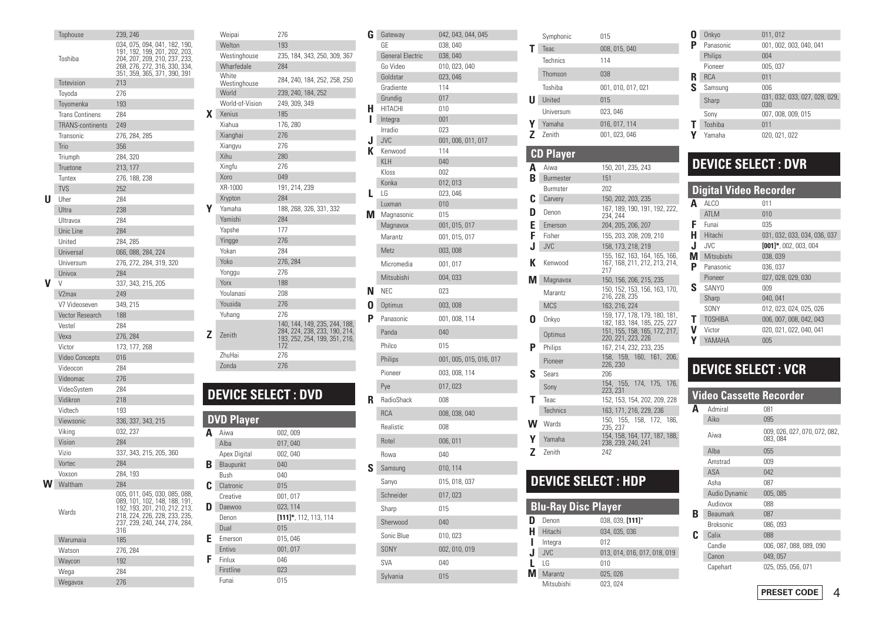| | Brand | Code |
|---|---|---|
| | Tophouse | 239, 246 |
| | Toshiba | 034, 075, 094, 041, 182, 190, 191, 192, 199, 201, 202, 203, 204, 207, 209, 210, 237, 233, 268, 276, 272, 316, 330, 334, 351, 359, 365, 371, 390, 391 |
| | Totevision | 213 |
| | Toyoda | 276 |
| | Toyomenka | 193 |
| | Trans Continens | 284 |
| | TRANS-continents | 249 |
| | Transonic | 276, 284, 285 |
| | Trio | 356 |
| | Triumph | 284, 320 |
| | Truetone | 213, 177 |
| | Tuntex | 276, 188, 238 |
| | TVS | 252 |
| U | Uher | 284 |
| | Ultra | 238 |
| | Ultravox | 284 |
| | Unic Line | 284 |
| | United | 284, 285 |
| | Universal | 066, 088, 284, 224 |
| | Universum | 276, 272, 284, 319, 320 |
| | Univox | 284 |
| V | V | 337, 343, 215, 205 |
| | V2max | 249 |
| | V7 Videoseven | 349, 215 |
| | Vector Research | 188 |
| | Vestel | 284 |
| | Vexa | 276, 284 |
| | Victor | 173, 177, 268 |
| | Video Concepts | 016 |
| | Videocon | 284 |
| | Videomac | 276 |
| | VideoSystem | 284 |
| | Vidikron | 218 |
| | Vidtech | 193 |
| | Viewsonic | 336, 337, 343, 215 |
| | Viking | 032, 237 |
| | Vision | 284 |
| | Vizio | 337, 343, 215, 205, 360 |
| | Vortec | 284 |
| | Voxson | 284, 193 |
| W | Waltham | 284 |
| | Wards | 005, 011, 045, 030, 085, 088, 089, 101, 102, 148, 188, 191, 192, 193, 201, 210, 212, 213, 218, 224, 226, 228, 233, 235, 237, 239, 240, 244, 274, 284, 316 |
| | Warumaia | 185 |
| | Watson | 276, 284 |
| | Waycon | 192 |
| | Wega | 284 |
| | Wegavox | 276 |
| | Weipai | 276 |
| | Welton | 193 |
| | Westinghouse | 235, 184, 343, 250, 309, 367 |
| | Wharfedale | 284 |
| | White Westinghouse | 284, 240, 184, 252, 258, 250 |
| | World | 239, 240, 184, 252 |
| | World-of-Vision | 249, 309, 349 |
| X | Xenius | 185 |
| | Xiahua | 176, 280 |
| | Xianghai | 276 |
| | Xiangyu | 276 |
| | Xihu | 280 |
| | Xingfu | 276 |
| | Xoro | 049 |
| | XR-1000 | 191, 214, 239 |
| | Xrypton | 284 |
| Y | Yamaha | 188, 268, 326, 331, 332 |
| | Yamishi | 284 |
| | Yapshe | 177 |
| | Yingge | 276 |
| | Yokan | 284 |
| | Yoko | 276, 284 |
| | Yonggu | 276 |
| | Yorx | 188 |
| | Youlanasi | 208 |
| | Yousida | 276 |
| | Yuhang | 276 |
| Z | Zenith | 140, 144, 149, 235, 244, 188, 284, 224, 238, 233, 190, 214, 193, 252, 254, 199, 351, 216, 172 |
| | ZhuHai | 276 |
| | Zonda | 276 |

# DEVICE SELECT : DVD

## DVD Player

| | Brand | Code |
|---|---|---|
| A | Aiwa | 002, 009 |
| | Alba | 017, 040 |
| | Apex Digital | 002, 040 |
| B | Blaupunkt | 040 |
| | Bush | 040 |
| C | Clatronic | 015 |
| | Creative | 001, 017 |
| D | Daewoo | 023, 114 |
| | Denon | **[111]***, 112, 113, 114 |
| | Dual | 015 |
| E | Emerson | 015, 046 |
| | Entivo | 001, 017 |
| F | Finlux | 046 |
| | Firstline | 023 |
| | Funai | 015 |
| G | Gateway | 042, 043, 044, 045 |
| | GE | 038, 040 |
| | General Electric | 038, 040 |
| | Go Video | 010, 023, 040 |
| | Goldstar | 023, 046 |
| | Gradiente | 114 |
| | Grundig | 017 |
| H | HITACHI | 010 |
| I | Integra | 001 |
| | Irradio | 023 |
| J | JVC | 001, 006, 011, 017 |
| K | Kenwood | 114 |
| | KLH | 040 |
| | Kloss | 002 |
| | Konka | 012, 013 |
| L | LG | 023, 046 |
| | Luxman | 010 |
| M | Magnasonic | 015 |
| | Magnavox | 001, 015, 017 |
| | Marantz | 001, 015, 017 |
| | Metz | 003, 008 |
| | Micromedia | 001, 017 |
| | Mitsubishi | 004, 033 |
| N | NEC | 023 |
| O | Optimus | 003, 008 |
| P | Panasonic | 001, 008, 114 |
| | Panda | 040 |
| | Philco | 015 |
| | Philips | 001, 005, 015, 016, 017 |
| | Pioneer | 003, 008, 114 |
| | Pye | 017, 023 |
| R | RadioShack | 008 |
| | RCA | 008, 038, 040 |
| | Realistic | 008 |
| | Rotel | 006, 011 |
| | Rowa | 040 |
| S | Samsung | 010, 114 |
| | Sanyo | 015, 018, 037 |
| | Schneider | 017, 023 |
| | Sharp | 015 |
| | Sherwood | 040 |
| | Sonic Blue | 010, 023 |
| | SONY | 002, 010, 019 |
| | SVA | 040 |
| | Sylvania | 015 |
| | Symphonic | 015 |
| T | Teac | 008, 015, 040 |
| | Technics | 114 |
| | Thomson | 038 |
| | Toshiba | 001, 010, 017, 021 |
| U | United | 015 |
| | Universum | 023, 046 |
| Y | Yamaha | 016, 017, 114 |
| Z | Zenith | 001, 023, 046 |

## CD Player

| | Brand | Code |
|---|---|---|
| A | Aiwa | 150, 201, 235, 243 |
| B | Burmester | 151 |
| | Burmster | 202 |
| C | Carvery | 150, 202, 203, 235 |
| D | Denon | 167, 189, 190, 191, 192, 222, 234, 244 |
| E | Emerson | 204, 205, 206, 207 |
| F | Fisher | 155, 203, 208, 209, 210 |
| J | JVC | 158, 173, 218, 219 |
| K | Kenwood | 155, 162, 163, 164, 165, 166, 167, 168, 211, 212, 213, 214, 217 |
| M | Magnavox | 150, 156, 206, 215, 235 |
| | Marantz | 150, 152, 153, 156, 163, 170, 216, 228, 235 |
| | MCS | 163, 216, 224 |
| O | Onkyo | 159, 177, 178, 179, 180, 181, 182, 183, 184, 185, 225, 227 |
| | Optimus | 151, 155, 158, 165, 172, 217, 220, 221, 223, 226 |
| P | Philips | 167, 214, 232, 233, 235 |
| | Pioneer | 158, 159, 160, 161, 206, 226, 230 |
| S | Sears | 206 |
| | Sony | 154, 155, 174, 175, 176, 223, 231 |
| T | Teac | 152, 153, 154, 202, 209, 228 |
| | Technics | 163, 171, 216, 229, 236 |
| W | Wards | 150, 155, 158, 172, 186, 235, 237 |
| Y | Yamaha | 154, 158, 164, 177, 187, 188, 238, 239, 240, 241 |
| Z | Zenith | 242 |

# DEVICE SELECT : HDP

## Blu-Ray Disc Player

| | Brand | Code |
|---|---|---|
| D | Denon | 038, 039, **[111]*** |
| H | Hitachi | 034, 035, 036 |
| I | Integra | 012 |
| J | JVC | 013, 014, 016, 017, 018, 019 |
| L | LG | 010 |
| M | Marantz | 025, 026 |
| | Mitsubishi | 023, 024 |
| O | Onkyo | 011, 012 |
| P | Panasonic | 001, 002, 003, 040, 041 |
| | Philips | 004 |
| | Pioneer | 005, 037 |
| R | RCA | 011 |
| S | Samsung | 006 |
| | Sharp | 031, 032, 033, 027, 028, 029, 030 |
| | Sony | 007, 008, 009, 015 |
| T | Toshiba | 011 |
| Y | Yamaha | 020, 021, 022 |

# DEVICE SELECT : DVR

## Digital Video Recorder

| | Brand | Code |
|---|---|---|
| A | ALCO | 011 |
| | ATLM | 010 |
| F | Funai | 035 |
| H | Hitachi | 031, 032, 033, 034, 036, 037 |
| J | JVC | **[001]***, 002, 003, 004 |
| M | Mitsubishi | 038, 039 |
| P | Panasonic | 036, 037 |
| | Pioneer | 027, 028, 029, 030 |
| S | SANYO | 009 |
| | Sharp | 040, 041 |
| | SONY | 012, 023, 024, 025, 026 |
| T | TOSHIBA | 006, 007, 008, 042, 043 |
| V | Victor | 020, 021, 022, 040, 041 |
| Y | YAMAHA | 005 |

# DEVICE SELECT : VCR

## Video Cassette Recorder

| | Brand | Code |
|---|---|---|
| A | Admiral | 081 |
| | Aiko | 095 |
| | Aiwa | 009, 026, 027, 070, 072, 082, 083, 084 |
| | Alba | 055 |
| | Amstrad | 009 |
| | ASA | 042 |
| | Asha | 087 |
| | Audio Dynamic | 005, 085 |
| | Audiovox | 088 |
| B | Beaumark | 087 |
| | Broksonic | 086, 093 |
| C | Calix | 088 |
| | Candle | 006, 087, 088, 089, 090 |
| | Canon | 049, 057 |
| | Capehart | 025, 055, 056, 071 |

PRESET CODE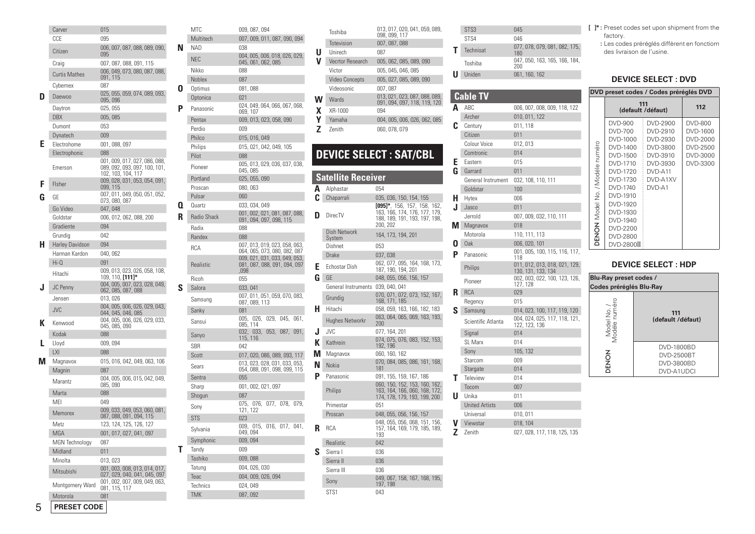| | | |
|---|---|---|
| | Carver | 015 |
| | CCE | 095 |
| | Citizen | 006, 007, 087, 088, 089, 090, 095 |
| | Craig | 007, 087, 088, 091, 115 |
| | Curtis Mathes | 006, 049, 073, 080, 087, 088, 091, 115 |
| | Cybernex | 087 |
| D | Daewoo | 025, 055, 059, 074, 089, 093, 095, 096 |
| | Daytron | 025, 055 |
| | DBX | 005, 085 |
| | Dumont | 053 |
| | Dynatech | 009 |
| E | Electrohome | 001, 088, 097 |
| | Electrophonic | 088 |
| | Emerson | 001, 009, 017, 027, 086, 088, 089, 092, 093, 097, 100, 101, 102, 103, 104, 117 |
| F | Flsher | 009, 028, 031, 053, 054, 091, 099, 115 |
| G | GE | 007, 011, 049, 050, 051, 052, 073, 080, 087 |
| | Go Video | 047, 048 |
| | Goldstar | 006, 012, 062, 088, 200 |
| | Gradiente | 094 |
| | Grundig | 042 |
| H | Harley Davidson | 094 |
| | Harman Kardon | 040, 062 |
| | Hi-Q | 091 |
| | Hitachi | 009, 013, 023, 026, 058, 108, 109, 110, **[111]*** |
| J | JC Penny | 004, 005, 007, 023, 028, 049, 062, 085, 087, 088 |
| | Jensen | 013, 026 |
| | JVC | 004, 005, 006, 026, 029, 043, 044, 045, 046, 085 |
| K | Kenwood | 004, 005, 006, 026, 029, 033, 045, 085, 090 |
| | Kodak | 088 |
| L | Lloyd | 009, 094 |
| | LXI | 088 |
| M | Magnavox | 015, 016, 042, 049, 063, 106 |
| | Magnin | 087 |
| | Marantz | 004, 005, 006, 015, 042, 049, 085, 090 |
| | Marta | 088 |
| | MEI | 049 |
| | Memorex | 009, 033, 049, 053, 060, 081, 087, 088, 091, 094, 115 |
| | Metz | 123, 124, 125, 126, 127 |
| | MGA | 001, 017, 027, 041, 097 |
| | MGN Technology | 087 |
| | Midland | 011 |
| | Minolta | 013, 023 |
| | Mitsubishi | 001, 003, 008, 013, 014, 017, 027, 029, 040, 041, 045, 097 |
| | Montgomery Ward | 001, 002, 007, 009, 049, 063, 081, 115, 117 |
| | Motorola | 081 |
| | MTC | 009, 087, 094 |
| | Multitech | 007, 009, 011, 087, 090, 094 |
| N | NAD | 038 |
| | NEC | 004, 005, 006, 018, 026, 029, 045, 061, 062, 085 |
| | Nikko | 088 |
| | Noblex | 087 |
| O | Optimus | 081, 088 |
| | Optonica | 021 |
| P | Panasonic | 024, 049, 064, 066, 067, 068, 069, 107 |
| | Pentax | 009, 013, 023, 058, 090 |
| | Perdio | 009 |
| | Philco | 015, 016, 049 |
| | Philips | 015, 021, 042, 049, 105 |
| | Pilot | 088 |
| | Pioneer | 005, 013, 029, 036, 037, 038, 045, 085 |
| | Portland | 025, 055, 090 |
| | Proscan | 080, 063 |
| | Pulsar | 060 |
| Q | Quartz | 033, 034, 049 |
| R | Radio Shack | 001, 002, 021, 081, 087, 088, 091, 094, 097, 098, 115 |
| | Radix | 088 |
| | Randex | 088 |
| | RCA | 007, 013, 019, 023, 058, 063, 064, 065, 073, 080, 082, 087 |
| | Realistic | 009, 021, 031, 033, 049, 053, 081, 087, 088, 091, 094, 097 ,098 |
| | Ricoh | 055 |
| S | Salora | 033, 041 |
| | Samsung | 007, 011, 051, 059, 070, 083, 087, 089, 113 |
| | Sanky | 081 |
| | Sansui | 005, 026, 029, 045, 061, 085, 114 |
| | Sanyo | 032, 033, 053, 087, 091, 115, 116 |
| | SBR | 042 |
| | Scott | 017, 020, 086, 089, 093, 117 |
| | Sears | 013, 023, 028, 031, 033, 053, 054, 088, 091, 098, 099, 115 |
| | Sentra | 055 |
| | Sharp | 001, 002, 021, 097 |
| | Shogun | 087 |
| | Sony | 075, 076, 077, 078, 079, 121, 122 |
| | STS | 023 |
| | Sylvania | 009, 015, 016, 017, 041, 049, 094 |
| | Symphonic | 009, 094 |
| T | Tandy | 009 |
| | Tashiko | 009, 088 |
| | Tatung | 004, 026, 030 |
| | Teac | 004, 009, 026, 094 |
| | Technics | 024, 049 |
| | TMK | 087, 092 |
| | Toshiba | 013, 017, 020, 041, 059, 089, 098, 099, 117 |
| | Totevision | 007, 087, 088 |
| U | Unirech | 087 |
| V | Vecrtor Research | 005, 062, 085, 089, 090 |
| | Victor | 005, 045, 046, 085 |
| | Video Concepts | 005, 027, 085, 089, 090 |
| | Videosonic | 007, 087 |
| W | Wards | 013, 021, 023, 087, 088, 089, 091, 094, 097, 118, 119, 120 |
| X | XR-1000 | 094 |
| Y | Yamaha | 004, 005, 006, 026, 062, 085 |
| Z | Zenith | 060, 078, 079 |

# DEVICE SELECT : SAT/CBL

## Satellite Receiver

| | | |
|---|---|---|
| A | Alphastar | 054 |
| C | Chaparrali | 035, 036, 150, 154, 155 |
| D | DirecTV | **[095]***, 156, 157, 158, 162, 163, 166, 174, 176, 177, 179, 188, 189, 191, 193, 197, 198, 200, 202 |
| | Dish Network System | 164, 173, 194, 201 |
| | Dishnet | 053 |
| | Drake | 037, 038 |
| E | Echostar Dish | 062, 077, 095, 164, 168, 173, 187, 190, 194, 201 |
| G | GE | 048, 055, 056, 156, 157 |
| | General Instruments | 039, 040, 041 |
| | Grundig | 070, 071, 072, 073, 152, 167, 168, 171, 185 |
| H | Hitachi | 058, 059, 163, 166, 182, 183 |
| | Hughes Networkr | 063, 064, 065, 069, 163, 193, 200 |
| J | JVC | 077, 164, 201 |
| K | Kathrein | 074, 075, 076, 083, 152, 153, 192, 196 |
| M | Magnavox | 060, 160, 162 |
| N | Nokia | 070, 084, 085, 086, 161, 168, 181 |
| P | Panasonic | 091, 155, 159, 167, 186 |
| | Philips | 060, 150, 152, 153, 160, 162, 163, 164, 166, 060, 168, 172, 174, 178, 179, 193, 199, 200 |
| | Primestar | 051 |
| | Proscan | 048, 055, 056, 156, 157 |
| R | RCA | 048, 055, 056, 068, 151, 156, 157, 164, 169, 179, 185, 189, 193 |
| | Realistic | 042 |
| S | Sierra I | 036 |
| | Sierra II | 036 |
| | Sierra III | 036 |
| | Sony | 049, 067, 158, 167, 168, 195, 197, 198 |
| | STS1 | 043 |
| | STS3 | 045 |
| | STS4 | 046 |
| T | Technisat | 077, 078, 079, 081, 082, 175, 180 |
| | Toshiba | 047, 050, 163, 165, 166, 184, 200 |
| U | Uniden | 061, 160, 162 |

## Cable TV

| | | |
|---|---|---|
| A | ABC | 006, 007, 008, 009, 118, 122 |
| | Archer | 010, 011, 122 |
| C | Century | 011, 118 |
| | Citizen | 011 |
| | Colour Voice | 012, 013 |
| | Comtronic | 014 |
| E | Eastern | 015 |
| G | Garrard | 011 |
| | General Instrument | 032, 108, 110, 111 |
| | Goldstar | 100 |
| H | Hytex | 006 |
| J | Jasco | 011 |
| | Jerrold | 007, 009, 032, 110, 111 |
| M | Magnavox | 018 |
| | Motorola | 110, 111, 113 |
| O | Oak | 006, 020, 101 |
| P | Panasonic | 001, 005, 100, 115, 116, 117, 118 |
| | Philips | 011, 012, 013, 018, 021, 129, 130, 131, 133, 134 |
| | Pioneer | 002, 003, 022, 100, 123, 126, 127, 128 |
| R | RCA | 029 |
| | Regency | 015 |
| S | Samsung | 014, 023, 100, 117, 119, 120 |
| | Scientific Atlanta | 004, 024, 025, 117, 118, 121, 122, 123, 136 |
| | Signal | 014 |
| | SL Marx | 014 |
| | Sony | 105, 132 |
| | Starcom | 009 |
| | Stargate | 014 |
| T | Teleview | 014 |
| | Tocom | 007 |
| U | Unika | 011 |
| | United Artists | 006 |
| | Universal | 010, 011 |
| V | Viewstar | 018, 104 |
| Z | Zenith | 027, 028, 117, 118, 125, 135 |

**[ ]* :** Preset codes set upon shipment from the factory.
**:** Les codes préréglés diffèrent en fonctiom des livraison de l'usine.

### DEVICE SELECT : DVD

| DVD preset codes / Codes préréglés DVD | | | |
|---|---|---|---|
| | 111 (default /défaut) | | 112 |
| DENON Model No. / Modèle numéro | DVD-900<br>DVD-700<br>DVD-1000<br>DVD-1400<br>DVD-1500<br>DVD-1710<br>DVD-1720<br>DVD-1730<br>DVD-1740<br>DVD-1910<br>DVD-1920<br>DVD-1930<br>DVD-1940<br>DVD-2200<br>DVD-2800<br>DVD-2800II | DVD-2900<br>DVD-2910<br>DVD-2930<br>DVD-3800<br>DVD-3910<br>DVD-3930<br>DVD-A11<br>DVD-A1XV<br>DVD-A1 | DVD-800<br>DVD-1600<br>DVD-2000<br>DVD-2500<br>DVD-3000<br>DVD-3300 |

### DEVICE SELECT : HDP

| Blu-Ray preset codes / Codes préréglés Blu-Ray | |
|---|---|
| Model No. / Modèle numéro | 111 (default /défaut) |
| DENON | DVD-1800BD<br>DVD-2500BT<br>DVD-3800BD<br>DVD-A1UDCI |

PRESET CODE